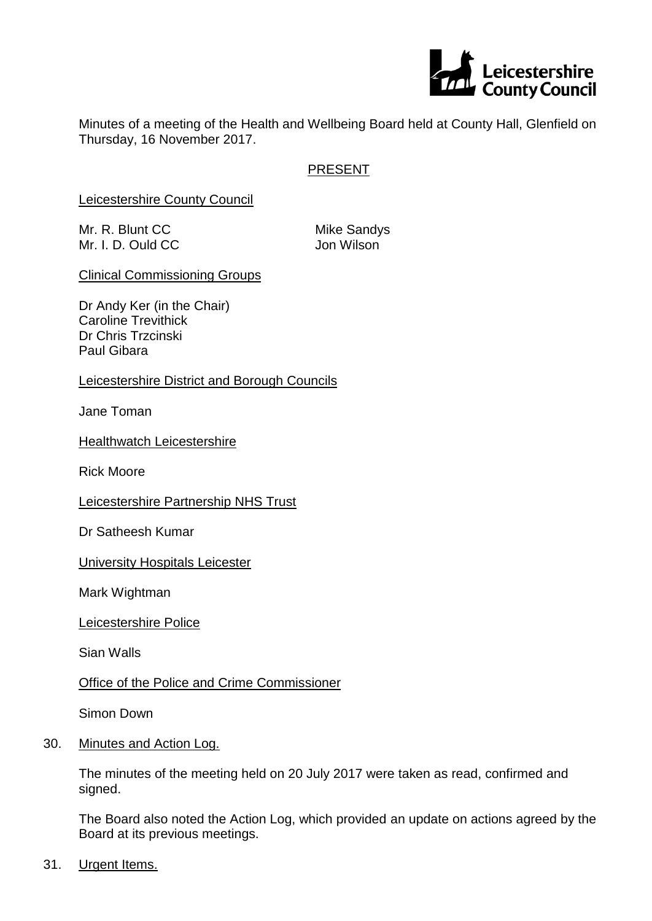Leicestershire County Council

Minutes of a meeting of the Health and Wellbeing Board held at County Hall, Glenfield on Thursday, 16 November 2017.

## PRESENT

**Leicestershire County Council**

Mr. R. Blunt CC
Mr. I. D. Ould CC
Mike Sandys
Jon Wilson

**Clinical Commissioning Groups**

Dr Andy Ker (in the Chair)
Caroline Trevithick
Dr Chris Trzcinski
Paul Gibara

**Leicestershire District and Borough Councils**

Jane Toman

**Healthwatch Leicestershire**

Rick Moore

**Leicestershire Partnership NHS Trust**

Dr Satheesh Kumar

**University Hospitals Leicester**

Mark Wightman

**Leicestershire Police**

Sian Walls

**Office of the Police and Crime Commissioner**

Simon Down

## 30. Minutes and Action Log.

The minutes of the meeting held on 20 July 2017 were taken as read, confirmed and signed.

The Board also noted the Action Log, which provided an update on actions agreed by the Board at its previous meetings.

## 31. Urgent Items.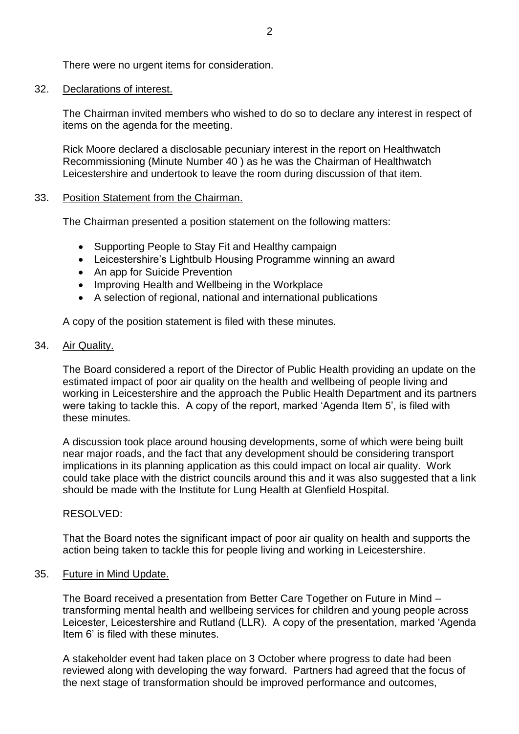There were no urgent items for consideration.

32. Declarations of interest.

The Chairman invited members who wished to do so to declare any interest in respect of items on the agenda for the meeting.

Rick Moore declared a disclosable pecuniary interest in the report on Healthwatch Recommissioning (Minute Number 40 ) as he was the Chairman of Healthwatch Leicestershire and undertook to leave the room during discussion of that item.

33. Position Statement from the Chairman.

The Chairman presented a position statement on the following matters:

- Supporting People to Stay Fit and Healthy campaign
- Leicestershire's Lightbulb Housing Programme winning an award
- An app for Suicide Prevention
- Improving Health and Wellbeing in the Workplace
- A selection of regional, national and international publications

A copy of the position statement is filed with these minutes.

34. Air Quality.

The Board considered a report of the Director of Public Health providing an update on the estimated impact of poor air quality on the health and wellbeing of people living and working in Leicestershire and the approach the Public Health Department and its partners were taking to tackle this. A copy of the report, marked 'Agenda Item 5', is filed with these minutes.

A discussion took place around housing developments, some of which were being built near major roads, and the fact that any development should be considering transport implications in its planning application as this could impact on local air quality. Work could take place with the district councils around this and it was also suggested that a link should be made with the Institute for Lung Health at Glenfield Hospital.

RESOLVED:

That the Board notes the significant impact of poor air quality on health and supports the action being taken to tackle this for people living and working in Leicestershire.

35. Future in Mind Update.

The Board received a presentation from Better Care Together on Future in Mind – transforming mental health and wellbeing services for children and young people across Leicester, Leicestershire and Rutland (LLR). A copy of the presentation, marked 'Agenda Item 6' is filed with these minutes.

A stakeholder event had taken place on 3 October where progress to date had been reviewed along with developing the way forward. Partners had agreed that the focus of the next stage of transformation should be improved performance and outcomes,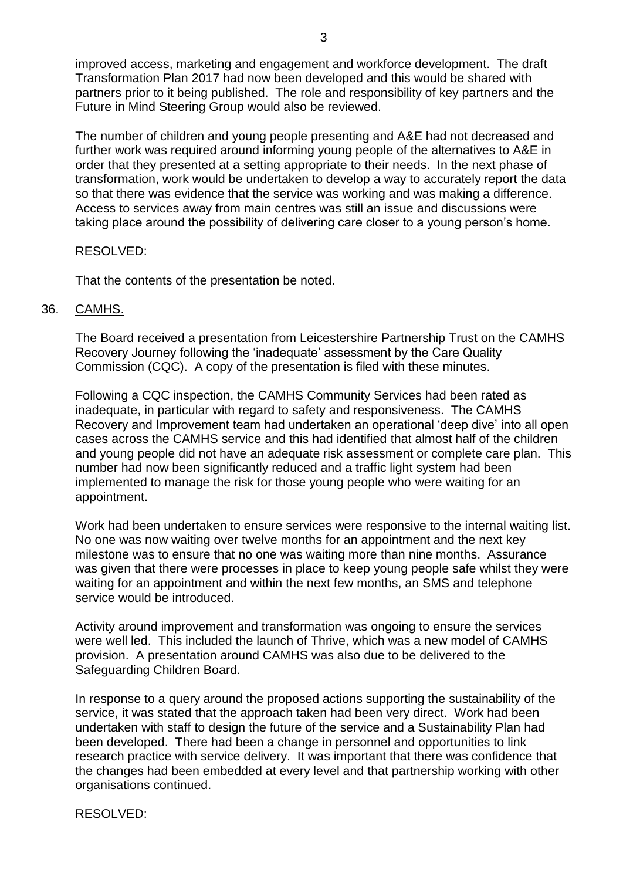improved access, marketing and engagement and workforce development. The draft Transformation Plan 2017 had now been developed and this would be shared with partners prior to it being published. The role and responsibility of key partners and the Future in Mind Steering Group would also be reviewed.

The number of children and young people presenting and A&E had not decreased and further work was required around informing young people of the alternatives to A&E in order that they presented at a setting appropriate to their needs. In the next phase of transformation, work would be undertaken to develop a way to accurately report the data so that there was evidence that the service was working and was making a difference. Access to services away from main centres was still an issue and discussions were taking place around the possibility of delivering care closer to a young person's home.

RESOLVED:

That the contents of the presentation be noted.

36. <u>CAMHS.</u>

The Board received a presentation from Leicestershire Partnership Trust on the CAMHS Recovery Journey following the 'inadequate' assessment by the Care Quality Commission (CQC). A copy of the presentation is filed with these minutes.

Following a CQC inspection, the CAMHS Community Services had been rated as inadequate, in particular with regard to safety and responsiveness. The CAMHS Recovery and Improvement team had undertaken an operational 'deep dive' into all open cases across the CAMHS service and this had identified that almost half of the children and young people did not have an adequate risk assessment or complete care plan. This number had now been significantly reduced and a traffic light system had been implemented to manage the risk for those young people who were waiting for an appointment.

Work had been undertaken to ensure services were responsive to the internal waiting list. No one was now waiting over twelve months for an appointment and the next key milestone was to ensure that no one was waiting more than nine months. Assurance was given that there were processes in place to keep young people safe whilst they were waiting for an appointment and within the next few months, an SMS and telephone service would be introduced.

Activity around improvement and transformation was ongoing to ensure the services were well led. This included the launch of Thrive, which was a new model of CAMHS provision. A presentation around CAMHS was also due to be delivered to the Safeguarding Children Board.

In response to a query around the proposed actions supporting the sustainability of the service, it was stated that the approach taken had been very direct. Work had been undertaken with staff to design the future of the service and a Sustainability Plan had been developed. There had been a change in personnel and opportunities to link research practice with service delivery. It was important that there was confidence that the changes had been embedded at every level and that partnership working with other organisations continued.

RESOLVED: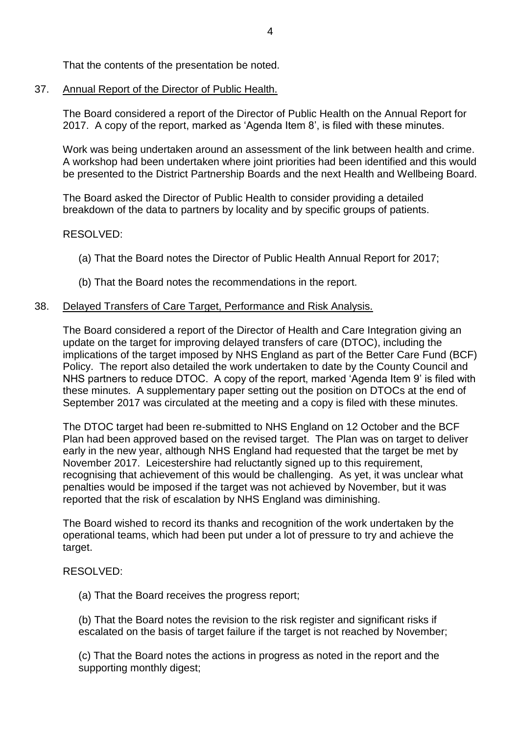That the contents of the presentation be noted.

37. Annual Report of the Director of Public Health.

The Board considered a report of the Director of Public Health on the Annual Report for 2017. A copy of the report, marked as 'Agenda Item 8', is filed with these minutes.

Work was being undertaken around an assessment of the link between health and crime. A workshop had been undertaken where joint priorities had been identified and this would be presented to the District Partnership Boards and the next Health and Wellbeing Board.

The Board asked the Director of Public Health to consider providing a detailed breakdown of the data to partners by locality and by specific groups of patients.

RESOLVED:

(a) That the Board notes the Director of Public Health Annual Report for 2017;

(b) That the Board notes the recommendations in the report.

38. Delayed Transfers of Care Target, Performance and Risk Analysis.

The Board considered a report of the Director of Health and Care Integration giving an update on the target for improving delayed transfers of care (DTOC), including the implications of the target imposed by NHS England as part of the Better Care Fund (BCF) Policy. The report also detailed the work undertaken to date by the County Council and NHS partners to reduce DTOC. A copy of the report, marked 'Agenda Item 9' is filed with these minutes. A supplementary paper setting out the position on DTOCs at the end of September 2017 was circulated at the meeting and a copy is filed with these minutes.

The DTOC target had been re-submitted to NHS England on 12 October and the BCF Plan had been approved based on the revised target. The Plan was on target to deliver early in the new year, although NHS England had requested that the target be met by November 2017. Leicestershire had reluctantly signed up to this requirement, recognising that achievement of this would be challenging. As yet, it was unclear what penalties would be imposed if the target was not achieved by November, but it was reported that the risk of escalation by NHS England was diminishing.

The Board wished to record its thanks and recognition of the work undertaken by the operational teams, which had been put under a lot of pressure to try and achieve the target.

RESOLVED:

(a) That the Board receives the progress report;

(b) That the Board notes the revision to the risk register and significant risks if escalated on the basis of target failure if the target is not reached by November;

(c) That the Board notes the actions in progress as noted in the report and the supporting monthly digest;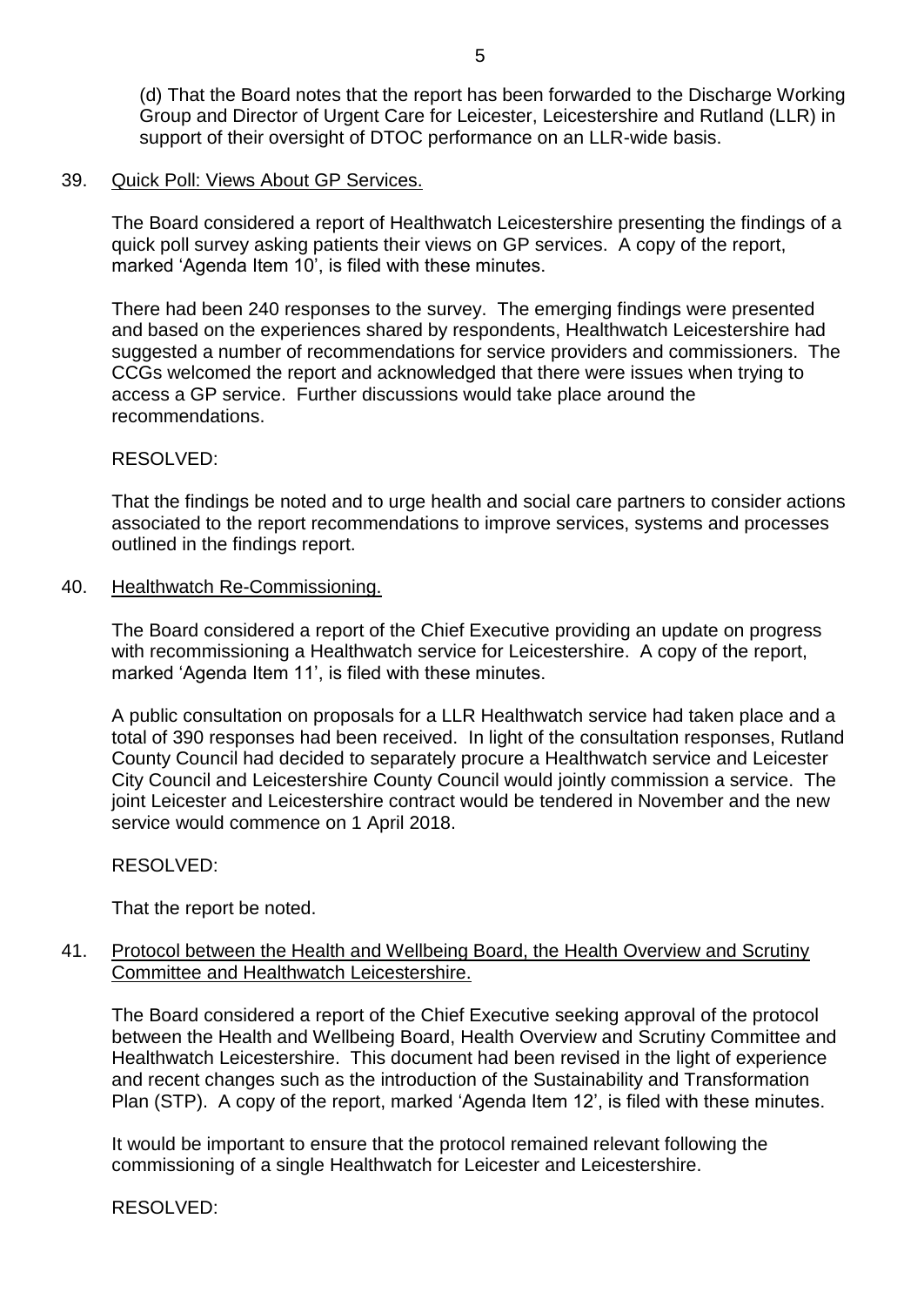(d) That the Board notes that the report has been forwarded to the Discharge Working Group and Director of Urgent Care for Leicester, Leicestershire and Rutland (LLR) in support of their oversight of DTOC performance on an LLR-wide basis.

39. Quick Poll: Views About GP Services.

The Board considered a report of Healthwatch Leicestershire presenting the findings of a quick poll survey asking patients their views on GP services. A copy of the report, marked 'Agenda Item 10', is filed with these minutes.

There had been 240 responses to the survey. The emerging findings were presented and based on the experiences shared by respondents, Healthwatch Leicestershire had suggested a number of recommendations for service providers and commissioners. The CCGs welcomed the report and acknowledged that there were issues when trying to access a GP service. Further discussions would take place around the recommendations.

RESOLVED:

That the findings be noted and to urge health and social care partners to consider actions associated to the report recommendations to improve services, systems and processes outlined in the findings report.

40. Healthwatch Re-Commissioning.

The Board considered a report of the Chief Executive providing an update on progress with recommissioning a Healthwatch service for Leicestershire. A copy of the report, marked 'Agenda Item 11', is filed with these minutes.

A public consultation on proposals for a LLR Healthwatch service had taken place and a total of 390 responses had been received. In light of the consultation responses, Rutland County Council had decided to separately procure a Healthwatch service and Leicester City Council and Leicestershire County Council would jointly commission a service. The joint Leicester and Leicestershire contract would be tendered in November and the new service would commence on 1 April 2018.

RESOLVED:

That the report be noted.

41. Protocol between the Health and Wellbeing Board, the Health Overview and Scrutiny Committee and Healthwatch Leicestershire.

The Board considered a report of the Chief Executive seeking approval of the protocol between the Health and Wellbeing Board, Health Overview and Scrutiny Committee and Healthwatch Leicestershire. This document had been revised in the light of experience and recent changes such as the introduction of the Sustainability and Transformation Plan (STP). A copy of the report, marked 'Agenda Item 12', is filed with these minutes.

It would be important to ensure that the protocol remained relevant following the commissioning of a single Healthwatch for Leicester and Leicestershire.

RESOLVED: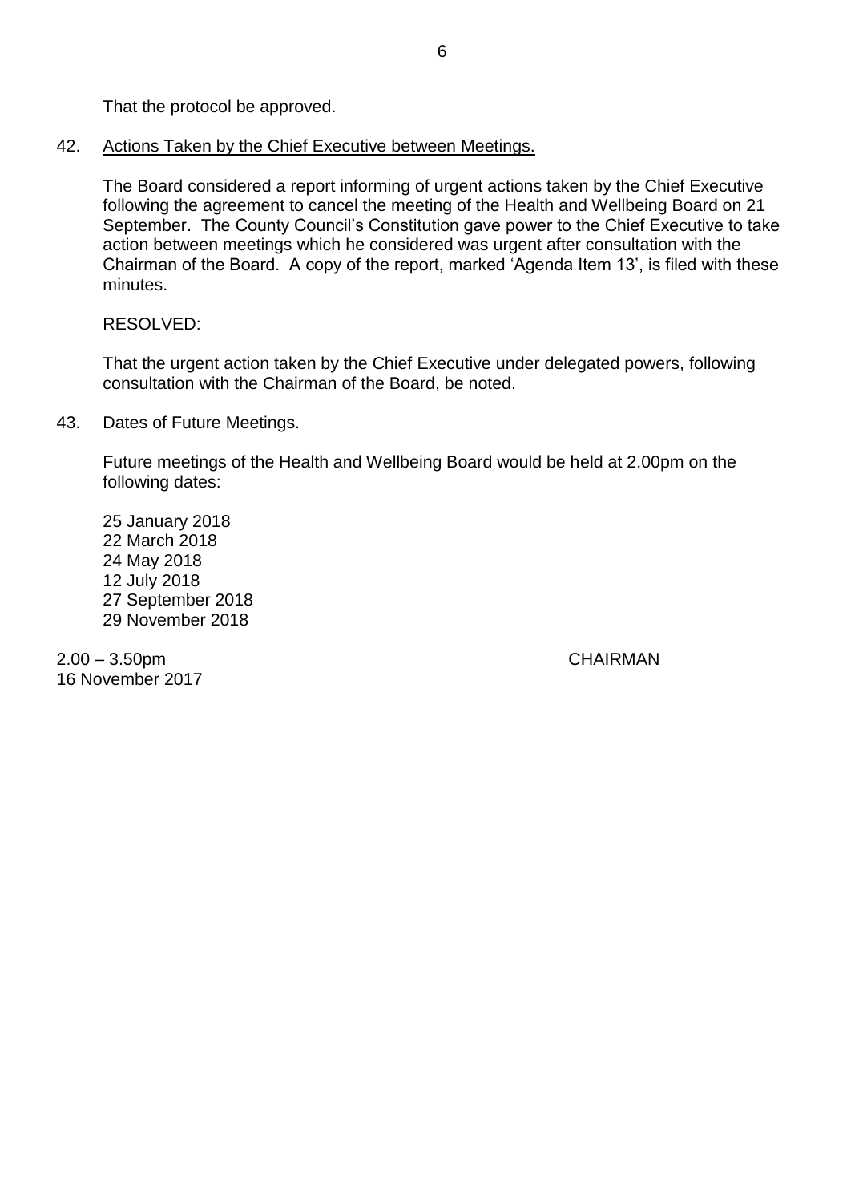That the protocol be approved.

42. <u>Actions Taken by the Chief Executive between Meetings.</u>

The Board considered a report informing of urgent actions taken by the Chief Executive following the agreement to cancel the meeting of the Health and Wellbeing Board on 21 September. The County Council's Constitution gave power to the Chief Executive to take action between meetings which he considered was urgent after consultation with the Chairman of the Board. A copy of the report, marked 'Agenda Item 13', is filed with these minutes.

RESOLVED:

That the urgent action taken by the Chief Executive under delegated powers, following consultation with the Chairman of the Board, be noted.

43. <u>Dates of Future Meetings.</u>

Future meetings of the Health and Wellbeing Board would be held at 2.00pm on the following dates:

25 January 2018
22 March 2018
24 May 2018
12 July 2018
27 September 2018
29 November 2018

2.00 – 3.50pm
16 November 2017

CHAIRMAN